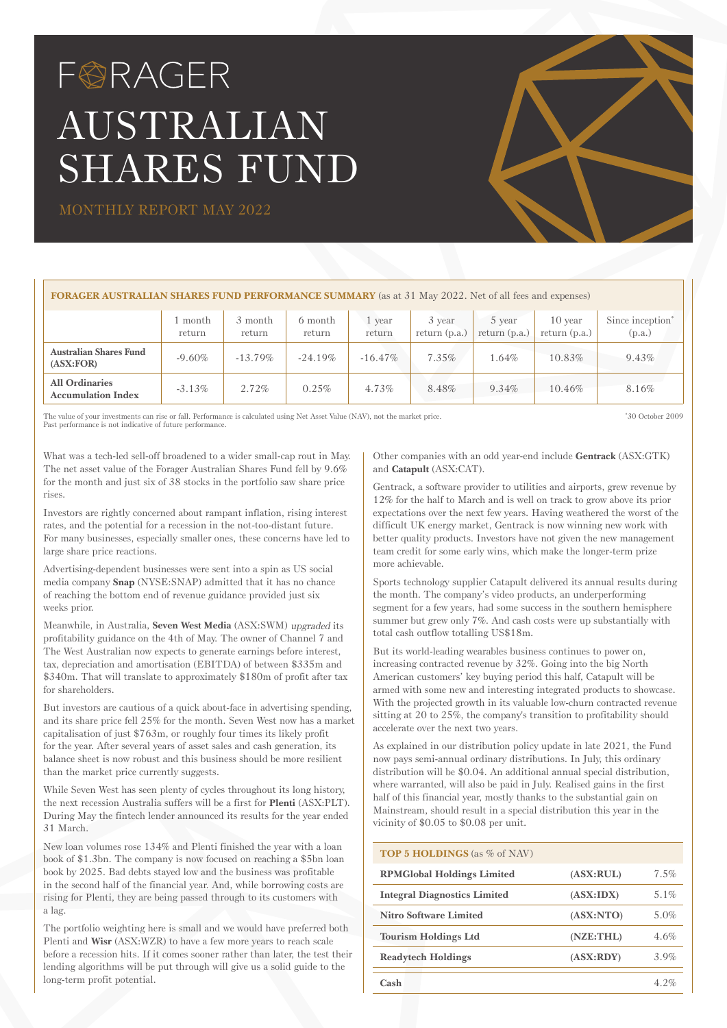# FORAGER AUSTRALIAN SHARES FUND

MONTHLY REPORT MAY 2022

**FORAGER AUSTRALIAN SHARES FUND PERFORMANCE SUMMARY** (as at 31 May 2022. Net of all fees and expenses)

| | 1 month return | 3 month return | 6 month return | 1 year return | 3 year return (p.a.) | 5 year return (p.a.) | 10 year return (p.a.) | Since inception* (p.a.) |
|---|---|---|---|---|---|---|---|---|
| **Australian Shares Fund (ASX:FOR)** | -9.60% | -13.79% | -24.19% | -16.47% | 7.35% | 1.64% | 10.83% | 9.43% |
| **All Ordinaries Accumulation Index** | -3.13% | 2.72% | 0.25% | 4.73% | 8.48% | 9.34% | 10.46% | 8.16% |

The value of your investments can rise or fall. Performance is calculated using Net Asset Value (NAV), not the market price. Past performance is not indicative of future performance.

*30 October 2009

What was a tech-led sell-off broadened to a wider small-cap rout in May. The net asset value of the Forager Australian Shares Fund fell by 9.6% for the month and just six of 38 stocks in the portfolio saw share price rises.

Investors are rightly concerned about rampant inflation, rising interest rates, and the potential for a recession in the not-too-distant future. For many businesses, especially smaller ones, these concerns have led to large share price reactions.

Advertising-dependent businesses were sent into a spin as US social media company **Snap** (NYSE:SNAP) admitted that it has no chance of reaching the bottom end of revenue guidance provided just six weeks prior.

Meanwhile, in Australia, **Seven West Media** (ASX:SWM) *upgraded* its profitability guidance on the 4th of May. The owner of Channel 7 and The West Australian now expects to generate earnings before interest, tax, depreciation and amortisation (EBITDA) of between $335m and $340m. That will translate to approximately $180m of profit after tax for shareholders.

But investors are cautious of a quick about-face in advertising spending, and its share price fell 25% for the month. Seven West now has a market capitalisation of just $763m, or roughly four times its likely profit for the year. After several years of asset sales and cash generation, its balance sheet is now robust and this business should be more resilient than the market price currently suggests.

While Seven West has seen plenty of cycles throughout its long history, the next recession Australia suffers will be a first for **Plenti** (ASX:PLT). During May the fintech lender announced its results for the year ended 31 March.

New loan volumes rose 134% and Plenti finished the year with a loan book of $1.3bn. The company is now focused on reaching a $5bn loan book by 2025. Bad debts stayed low and the business was profitable in the second half of the financial year. And, while borrowing costs are rising for Plenti, they are being passed through to its customers with a lag.

The portfolio weighting here is small and we would have preferred both Plenti and **Wisr** (ASX:WZR) to have a few more years to reach scale before a recession hits. If it comes sooner rather than later, the test their lending algorithms will be put through will give us a solid guide to the long-term profit potential.

Other companies with an odd year-end include **Gentrack** (ASX:GTK) and **Catapult** (ASX:CAT).

Gentrack, a software provider to utilities and airports, grew revenue by 12% for the half to March and is well on track to grow above its prior expectations over the next few years. Having weathered the worst of the difficult UK energy market, Gentrack is now winning new work with better quality products. Investors have not given the new management team credit for some early wins, which make the longer-term prize more achievable.

Sports technology supplier Catapult delivered its annual results during the month. The company's video products, an underperforming segment for a few years, had some success in the southern hemisphere summer but grew only 7%. And cash costs were up substantially with total cash outflow totalling US$18m.

But its world-leading wearables business continues to power on, increasing contracted revenue by 32%. Going into the big North American customers' key buying period this half, Catapult will be armed with some new and interesting integrated products to showcase. With the projected growth in its valuable low-churn contracted revenue sitting at 20 to 25%, the company's transition to profitability should accelerate over the next two years.

As explained in our distribution policy update in late 2021, the Fund now pays semi-annual ordinary distributions. In July, this ordinary distribution will be $0.04. An additional annual special distribution, where warranted, will also be paid in July. Realised gains in the first half of this financial year, mostly thanks to the substantial gain on Mainstream, should result in a special distribution this year in the vicinity of $0.05 to $0.08 per unit.

**TOP 5 HOLDINGS** (as % of NAV)

| | | |
|---|---|---|
| **RPMGlobal Holdings Limited** | **(ASX:RUL)** | 7.5% |
| **Integral Diagnostics Limited** | **(ASX:IDX)** | 5.1% |
| **Nitro Software Limited** | **(ASX:NTO)** | 5.0% |
| **Tourism Holdings Ltd** | **(NZE:THL)** | 4.6% |
| **Readytech Holdings** | **(ASX:RDY)** | 3.9% |
| **Cash** | | 4.2% |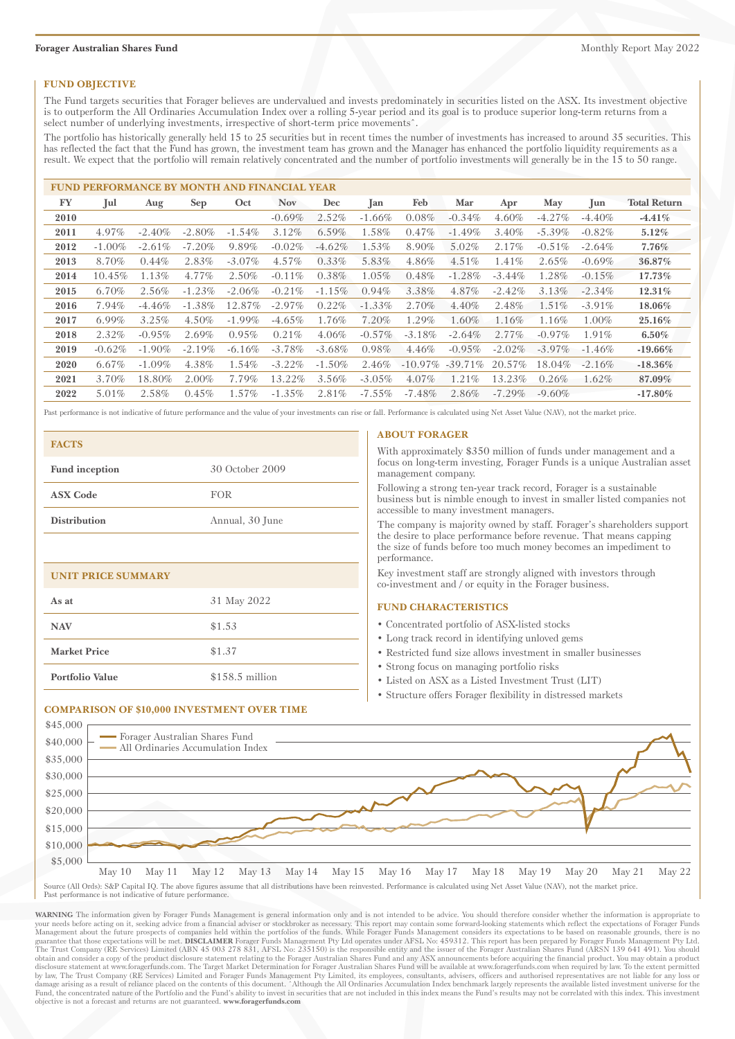## FUND OBJECTIVE

The Fund targets securities that Forager believes are undervalued and invests predominately in securities listed on the ASX. Its investment objective is to outperform the All Ordinaries Accumulation Index over a rolling 5-year period and its goal is to produce superior long-term returns from a select number of underlying investments, irrespective of short-term price movements^.

The portfolio has historically generally held 15 to 25 securities but in recent times the number of investments has increased to around 35 securities. This has reflected the fact that the Fund has grown, the investment team has grown and the Manager has enhanced the portfolio liquidity requirements as a result. We expect that the portfolio will remain relatively concentrated and the number of portfolio investments will generally be in the 15 to 50 range.

## FUND PERFORMANCE BY MONTH AND FINANCIAL YEAR

| FY | Jul | Aug | Sep | Oct | Nov | Dec | Jan | Feb | Mar | Apr | May | Jun | Total Return |
|---|---|---|---|---|---|---|---|---|---|---|---|---|---|
| 2010 | | | | | -0.69% | 2.52% | -1.66% | 0.08% | -0.34% | 4.60% | -4.27% | -4.40% | **-4.41%** |
| 2011 | 4.97% | -2.40% | -2.80% | -1.54% | 3.12% | 6.59% | 1.58% | 0.47% | -1.49% | 3.40% | -5.39% | -0.82% | **5.12%** |
| 2012 | -1.00% | -2.61% | -7.20% | 9.89% | -0.02% | -4.62% | 1.53% | 8.90% | 5.02% | 2.17% | -0.51% | -2.64% | **7.76%** |
| 2013 | 8.70% | 0.44% | 2.83% | -3.07% | 4.57% | 0.33% | 5.83% | 4.86% | 4.51% | 1.41% | 2.65% | -0.69% | **36.87%** |
| 2014 | 10.45% | 1.13% | 4.77% | 2.50% | -0.11% | 0.38% | 1.05% | 0.48% | -1.28% | -3.44% | 1.28% | -0.15% | **17.73%** |
| 2015 | 6.70% | 2.56% | -1.23% | -2.06% | -0.21% | -1.15% | 0.94% | 3.38% | 4.87% | -2.42% | 3.13% | -2.34% | **12.31%** |
| 2016 | 7.94% | -4.46% | -1.38% | 12.87% | -2.97% | 0.22% | -1.33% | 2.70% | 4.40% | 2.48% | 1.51% | -3.91% | **18.06%** |
| 2017 | 6.99% | 3.25% | 4.50% | -1.99% | -4.65% | 1.76% | 7.20% | 1.29% | 1.60% | 1.16% | 1.16% | 1.00% | **25.16%** |
| 2018 | 2.32% | -0.95% | 2.69% | 0.95% | 0.21% | 4.06% | -0.57% | -3.18% | -2.64% | 2.77% | -0.97% | 1.91% | **6.50%** |
| 2019 | -0.62% | -1.90% | -2.19% | -6.16% | -3.78% | -3.68% | 0.98% | 4.46% | -0.95% | -2.02% | -3.97% | -1.46% | **-19.66%** |
| 2020 | 6.67% | -1.09% | 4.38% | 1.54% | -3.22% | -1.50% | 2.46% | -10.97% | -39.71% | 20.57% | 18.04% | -2.16% | **-18.36%** |
| 2021 | 3.70% | 18.80% | 2.00% | 7.79% | 13.22% | 3.56% | -3.05% | 4.07% | 1.21% | 13.23% | 0.26% | 1.62% | **87.09%** |
| 2022 | 5.01% | 2.58% | 0.45% | 1.57% | -1.35% | 2.81% | -7.55% | -7.48% | 2.86% | -7.29% | -9.60% | | **-17.80%** |

Past performance is not indicative of future performance and the value of your investments can rise or fall. Performance is calculated using Net Asset Value (NAV), not the market price.

## FACTS

| | |
|---|---|
| **Fund inception** | 30 October 2009 |
| **ASX Code** | FOR |
| **Distribution** | Annual, 30 June |

## UNIT PRICE SUMMARY

| | |
|---|---|
| **As at** | 31 May 2022 |
| **NAV** | $1.53 |
| **Market Price** | $1.37 |
| **Portfolio Value** | $158.5 million |

## ABOUT FORAGER

With approximately $350 million of funds under management and a focus on long-term investing, Forager Funds is a unique Australian asset management company.

Following a strong ten-year track record, Forager is a sustainable business but is nimble enough to invest in smaller listed companies not accessible to many investment managers.

The company is majority owned by staff. Forager's shareholders support the desire to place performance before revenue. That means capping the size of funds before too much money becomes an impediment to performance.

Key investment staff are strongly aligned with investors through co-investment and / or equity in the Forager business.

## FUND CHARACTERISTICS

- Concentrated portfolio of ASX-listed stocks
- Long track record in identifying unloved gems
- Restricted fund size allows investment in smaller businesses
- Strong focus on managing portfolio risks
- Listed on ASX as a Listed Investment Trust (LIT)
- Structure offers Forager flexibility in distressed markets

## COMPARISON OF $10,000 INVESTMENT OVER TIME

Forager Australian Shares Fund
All Ordinaries Accumulation Index

$45,000
$40,000
$35,000
$30,000
$25,000
$20,000
$15,000
$10,000
$5,000

May 10 May 11 May 12 May 13 May 14 May 15 May 16 May 17 May 18 May 19 May 20 May 21 May 22

Source (All Ords): S&P Capital IQ. The above figures assume that all distributions have been reinvested. Performance is calculated using Net Asset Value (NAV), not the market price. Past performance is not indicative of future performance.

**WARNING** The information given by Forager Funds Management is general information only and is not intended to be advice. You should therefore consider whether the information is appropriate to your needs before acting on it, seeking advice from a financial adviser or stockbroker as necessary. This report may contain some forward-looking statements which reflect the expectations of Forager Funds Management about the future prospects of companies held within the portfolios of the funds. While Forager Funds Management considers its expectations to be based on reasonable grounds, there is no guarantee that those expectations will be met. **DISCLAIMER** Forager Funds Management Pty Ltd operates under AFSL No: 459312. This report has been prepared by Forager Funds Management Pty Ltd. The Trust Company (RE Services) Limited (ABN 45 003 278 831, AFSL No: 235150) is the responsible entity and the issuer of the Forager Australian Shares Fund (ARSN 139 641 491). You should obtain and consider a copy of the product disclosure statement relating to the Forager Australian Shares Fund and any ASX announcements before acquiring the financial product. You may obtain a product disclosure statement at www.foragerfunds.com. The Target Market Determination for Forager Australian Shares Fund will be available at www.foragerfunds.com when required by law. To the extent permitted by law, The Trust Company (RE Services) Limited and Forager Funds Management Pty Limited, its employees, consultants, advisers, officers and authorised representatives are not liable for any loss or damage arising as a result of reliance placed on the contents of this document. ^Although the All Ordinaries Accumulation Index benchmark largely represents the available listed investment universe for the Fund, the concentrated nature of the Portfolio and the Fund's ability to invest in securities that are not included in this index means the Fund's results may not be correlated with this index. This investment objective is not a forecast and returns are not guaranteed. **www.foragerfunds.com**